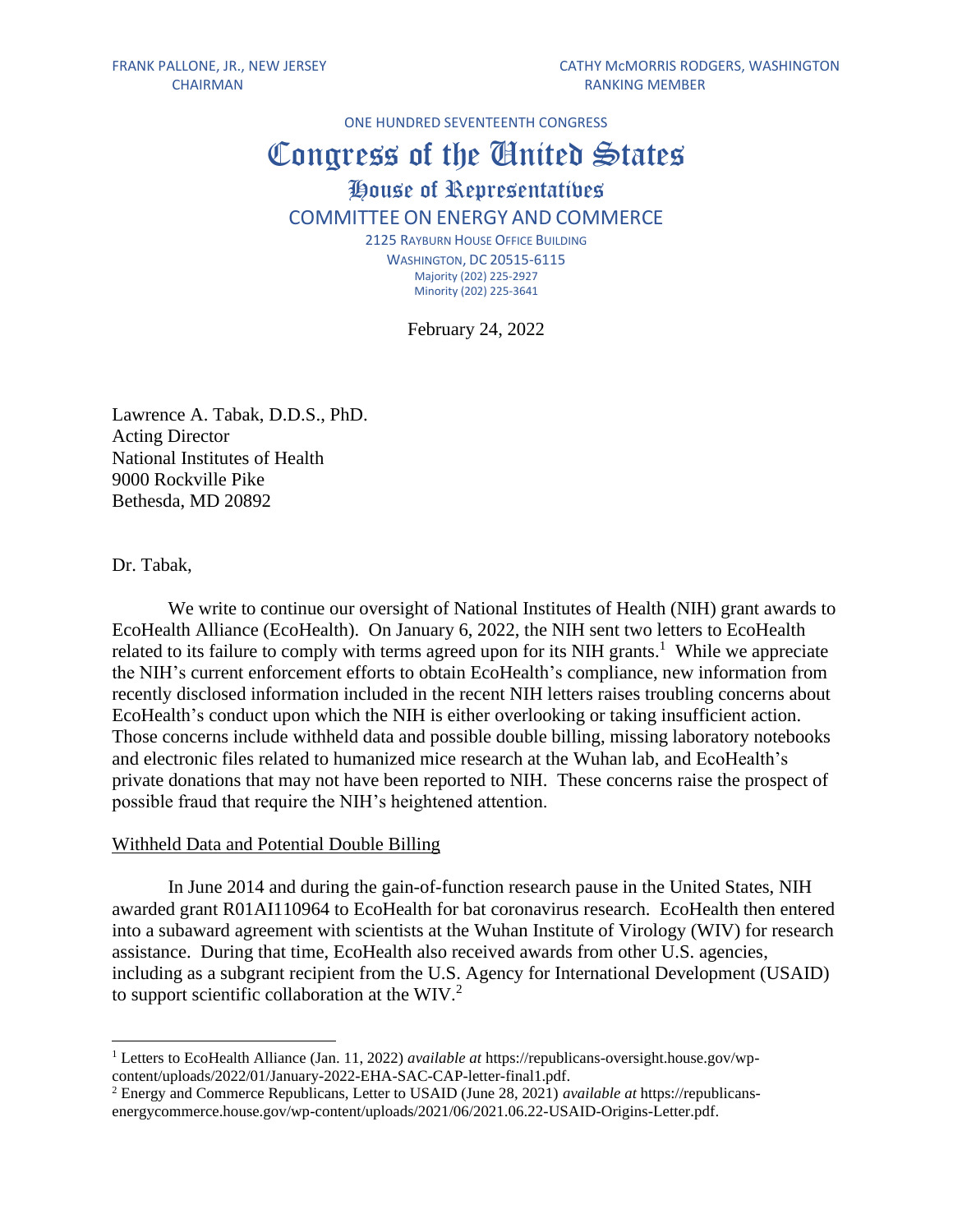FRANK PALLONE, JR., NEW JERSEY
CHAIRMAN

CATHY McMORRIS RODGERS, WASHINGTON
RANKING MEMBER

ONE HUNDRED SEVENTEENTH CONGRESS

# Congress of the United States

## House of Representatives

## COMMITTEE ON ENERGY AND COMMERCE

2125 RAYBURN HOUSE OFFICE BUILDING
WASHINGTON, DC 20515-6115
Majority (202) 225-2927
Minority (202) 225-3641

February 24, 2022

Lawrence A. Tabak, D.D.S., PhD.
Acting Director
National Institutes of Health
9000 Rockville Pike
Bethesda, MD 20892

Dr. Tabak,

We write to continue our oversight of National Institutes of Health (NIH) grant awards to EcoHealth Alliance (EcoHealth). On January 6, 2022, the NIH sent two letters to EcoHealth related to its failure to comply with terms agreed upon for its NIH grants.[1] While we appreciate the NIH's current enforcement efforts to obtain EcoHealth's compliance, new information from recently disclosed information included in the recent NIH letters raises troubling concerns about EcoHealth's conduct upon which the NIH is either overlooking or taking insufficient action. Those concerns include withheld data and possible double billing, missing laboratory notebooks and electronic files related to humanized mice research at the Wuhan lab, and EcoHealth's private donations that may not have been reported to NIH. These concerns raise the prospect of possible fraud that require the NIH's heightened attention.

<u>Withheld Data and Potential Double Billing</u>

In June 2014 and during the gain-of-function research pause in the United States, NIH awarded grant R01AI110964 to EcoHealth for bat coronavirus research. EcoHealth then entered into a subaward agreement with scientists at the Wuhan Institute of Virology (WIV) for research assistance. During that time, EcoHealth also received awards from other U.S. agencies, including as a subgrant recipient from the U.S. Agency for International Development (USAID) to support scientific collaboration at the WIV.[2]

---

[1] Letters to EcoHealth Alliance (Jan. 11, 2022) *available at* https://republicans-oversight.house.gov/wp-content/uploads/2022/01/January-2022-EHA-SAC-CAP-letter-final1.pdf.

[2] Energy and Commerce Republicans, Letter to USAID (June 28, 2021) *available at* https://republicans-energycommerce.house.gov/wp-content/uploads/2021/06/2021.06.22-USAID-Origins-Letter.pdf.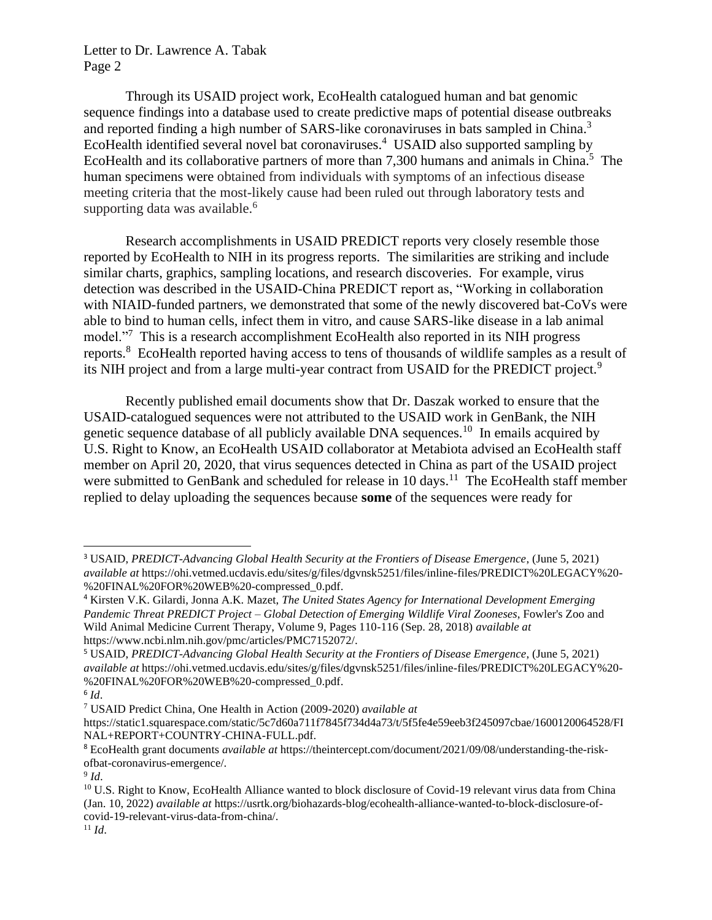Through its USAID project work, EcoHealth catalogued human and bat genomic sequence findings into a database used to create predictive maps of potential disease outbreaks and reported finding a high number of SARS-like coronaviruses in bats sampled in China.[3] EcoHealth identified several novel bat coronaviruses.[4] USAID also supported sampling by EcoHealth and its collaborative partners of more than 7,300 humans and animals in China.[5] The human specimens were obtained from individuals with symptoms of an infectious disease meeting criteria that the most-likely cause had been ruled out through laboratory tests and supporting data was available.[6]

Research accomplishments in USAID PREDICT reports very closely resemble those reported by EcoHealth to NIH in its progress reports. The similarities are striking and include similar charts, graphics, sampling locations, and research discoveries. For example, virus detection was described in the USAID-China PREDICT report as, "Working in collaboration with NIAID-funded partners, we demonstrated that some of the newly discovered bat-CoVs were able to bind to human cells, infect them in vitro, and cause SARS-like disease in a lab animal model."[7] This is a research accomplishment EcoHealth also reported in its NIH progress reports.[8] EcoHealth reported having access to tens of thousands of wildlife samples as a result of its NIH project and from a large multi-year contract from USAID for the PREDICT project.[9]

Recently published email documents show that Dr. Daszak worked to ensure that the USAID-catalogued sequences were not attributed to the USAID work in GenBank, the NIH genetic sequence database of all publicly available DNA sequences.[10] In emails acquired by U.S. Right to Know, an EcoHealth USAID collaborator at Metabiota advised an EcoHealth staff member on April 20, 2020, that virus sequences detected in China as part of the USAID project were submitted to GenBank and scheduled for release in 10 days.[11] The EcoHealth staff member replied to delay uploading the sequences because **some** of the sequences were ready for

---

[3] USAID, *PREDICT-Advancing Global Health Security at the Frontiers of Disease Emergence*, (June 5, 2021) *available at* https://ohi.vetmed.ucdavis.edu/sites/g/files/dgvnsk5251/files/inline-files/PREDICT%20LEGACY%20-%20FINAL%20FOR%20WEB%20-compressed_0.pdf.

[4] Kirsten V.K. Gilardi, Jonna A.K. Mazet, *The United States Agency for International Development Emerging Pandemic Threat PREDICT Project – Global Detection of Emerging Wildlife Viral Zooneses*, Fowler's Zoo and Wild Animal Medicine Current Therapy, Volume 9, Pages 110-116 (Sep. 28, 2018) *available at* https://www.ncbi.nlm.nih.gov/pmc/articles/PMC7152072/.

[5] USAID, *PREDICT-Advancing Global Health Security at the Frontiers of Disease Emergence*, (June 5, 2021) *available at* https://ohi.vetmed.ucdavis.edu/sites/g/files/dgvnsk5251/files/inline-files/PREDICT%20LEGACY%20-%20FINAL%20FOR%20WEB%20-compressed_0.pdf.

[6] *Id*.

[7] USAID Predict China, One Health in Action (2009-2020) *available at* https://static1.squarespace.com/static/5c7d60a711f7845f734d4a73/t/5f5fe4e59eeb3f245097cbae/1600120064528/FINAL+REPORT+COUNTRY-CHINA-FULL.pdf.

[8] EcoHealth grant documents *available at* https://theintercept.com/document/2021/09/08/understanding-the-risk-ofbat-coronavirus-emergence/.

[9] *Id*.

[10] U.S. Right to Know, EcoHealth Alliance wanted to block disclosure of Covid-19 relevant virus data from China (Jan. 10, 2022) *available at* https://usrtk.org/biohazards-blog/ecohealth-alliance-wanted-to-block-disclosure-of-covid-19-relevant-virus-data-from-china/.

[11] *Id*.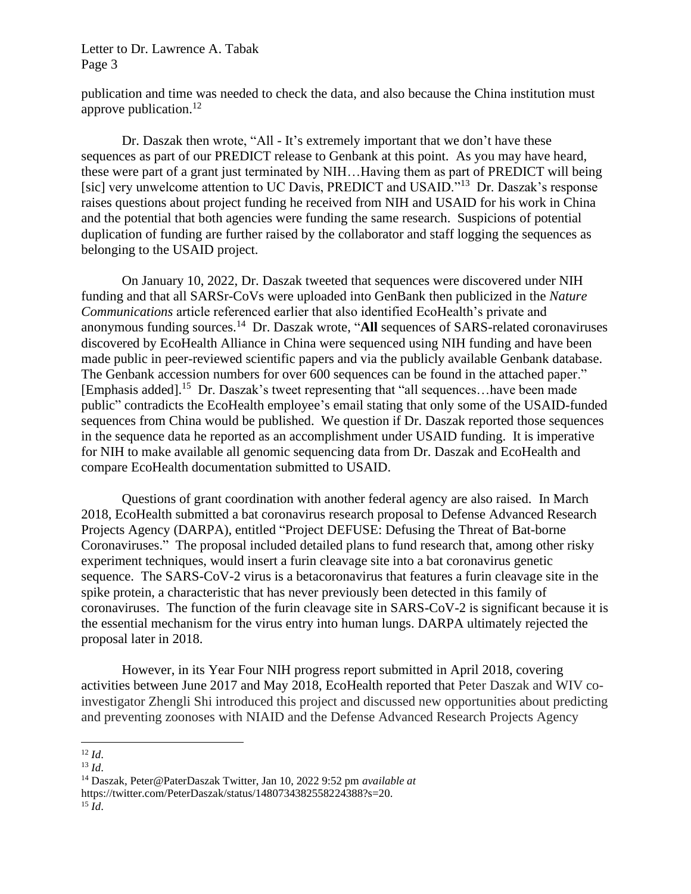publication and time was needed to check the data, and also because the China institution must approve publication.[12]

Dr. Daszak then wrote, "All - It's extremely important that we don't have these sequences as part of our PREDICT release to Genbank at this point. As you may have heard, these were part of a grant just terminated by NIH…Having them as part of PREDICT will being [sic] very unwelcome attention to UC Davis, PREDICT and USAID."[13] Dr. Daszak's response raises questions about project funding he received from NIH and USAID for his work in China and the potential that both agencies were funding the same research. Suspicions of potential duplication of funding are further raised by the collaborator and staff logging the sequences as belonging to the USAID project.

On January 10, 2022, Dr. Daszak tweeted that sequences were discovered under NIH funding and that all SARSr-CoVs were uploaded into GenBank then publicized in the *Nature Communications* article referenced earlier that also identified EcoHealth's private and anonymous funding sources.[14] Dr. Daszak wrote, "**All** sequences of SARS-related coronaviruses discovered by EcoHealth Alliance in China were sequenced using NIH funding and have been made public in peer-reviewed scientific papers and via the publicly available Genbank database. The Genbank accession numbers for over 600 sequences can be found in the attached paper." [Emphasis added].[15] Dr. Daszak's tweet representing that "all sequences…have been made public" contradicts the EcoHealth employee's email stating that only some of the USAID-funded sequences from China would be published. We question if Dr. Daszak reported those sequences in the sequence data he reported as an accomplishment under USAID funding. It is imperative for NIH to make available all genomic sequencing data from Dr. Daszak and EcoHealth and compare EcoHealth documentation submitted to USAID.

Questions of grant coordination with another federal agency are also raised. In March 2018, EcoHealth submitted a bat coronavirus research proposal to Defense Advanced Research Projects Agency (DARPA), entitled "Project DEFUSE: Defusing the Threat of Bat-borne Coronaviruses." The proposal included detailed plans to fund research that, among other risky experiment techniques, would insert a furin cleavage site into a bat coronavirus genetic sequence. The SARS-CoV-2 virus is a betacoronavirus that features a furin cleavage site in the spike protein, a characteristic that has never previously been detected in this family of coronaviruses. The function of the furin cleavage site in SARS-CoV-2 is significant because it is the essential mechanism for the virus entry into human lungs. DARPA ultimately rejected the proposal later in 2018.

However, in its Year Four NIH progress report submitted in April 2018, covering activities between June 2017 and May 2018, EcoHealth reported that Peter Daszak and WIV co-investigator Zhengli Shi introduced this project and discussed new opportunities about predicting and preventing zoonoses with NIAID and the Defense Advanced Research Projects Agency

---

[12] *Id*.

[13] *Id*.

[14] Daszak, Peter@PaterDaszak Twitter, Jan 10, 2022 9:52 pm *available at* https://twitter.com/PeterDaszak/status/1480734382558224388?s=20.

[15] *Id*.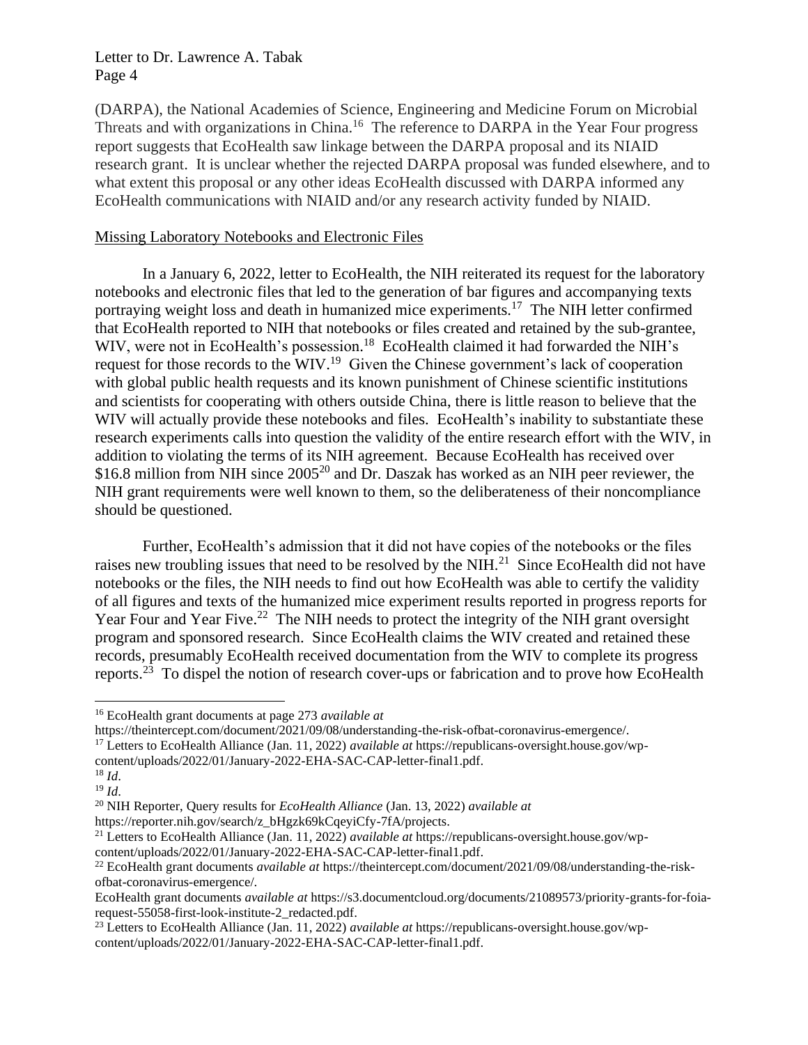(DARPA), the National Academies of Science, Engineering and Medicine Forum on Microbial Threats and with organizations in China.[16] The reference to DARPA in the Year Four progress report suggests that EcoHealth saw linkage between the DARPA proposal and its NIAID research grant. It is unclear whether the rejected DARPA proposal was funded elsewhere, and to what extent this proposal or any other ideas EcoHealth discussed with DARPA informed any EcoHealth communications with NIAID and/or any research activity funded by NIAID.

## Missing Laboratory Notebooks and Electronic Files

In a January 6, 2022, letter to EcoHealth, the NIH reiterated its request for the laboratory notebooks and electronic files that led to the generation of bar figures and accompanying texts portraying weight loss and death in humanized mice experiments.[17] The NIH letter confirmed that EcoHealth reported to NIH that notebooks or files created and retained by the sub-grantee, WIV, were not in EcoHealth's possession.[18] EcoHealth claimed it had forwarded the NIH's request for those records to the WIV.[19] Given the Chinese government's lack of cooperation with global public health requests and its known punishment of Chinese scientific institutions and scientists for cooperating with others outside China, there is little reason to believe that the WIV will actually provide these notebooks and files. EcoHealth's inability to substantiate these research experiments calls into question the validity of the entire research effort with the WIV, in addition to violating the terms of its NIH agreement. Because EcoHealth has received over \$16.8 million from NIH since 2005[20] and Dr. Daszak has worked as an NIH peer reviewer, the NIH grant requirements were well known to them, so the deliberateness of their noncompliance should be questioned.

Further, EcoHealth's admission that it did not have copies of the notebooks or the files raises new troubling issues that need to be resolved by the NIH.[21] Since EcoHealth did not have notebooks or the files, the NIH needs to find out how EcoHealth was able to certify the validity of all figures and texts of the humanized mice experiment results reported in progress reports for Year Four and Year Five.[22] The NIH needs to protect the integrity of the NIH grant oversight program and sponsored research. Since EcoHealth claims the WIV created and retained these records, presumably EcoHealth received documentation from the WIV to complete its progress reports.[23] To dispel the notion of research cover-ups or fabrication and to prove how EcoHealth

---

[16] EcoHealth grant documents at page 273 *available at* https://theintercept.com/document/2021/09/08/understanding-the-risk-ofbat-coronavirus-emergence/.

[17] Letters to EcoHealth Alliance (Jan. 11, 2022) *available at* https://republicans-oversight.house.gov/wp-content/uploads/2022/01/January-2022-EHA-SAC-CAP-letter-final1.pdf.

[18] *Id*.

[19] *Id*.

[20] NIH Reporter, Query results for *EcoHealth Alliance* (Jan. 13, 2022) *available at* https://reporter.nih.gov/search/z_bHgzk69kCqeyiCfy-7fA/projects.

[21] Letters to EcoHealth Alliance (Jan. 11, 2022) *available at* https://republicans-oversight.house.gov/wp-content/uploads/2022/01/January-2022-EHA-SAC-CAP-letter-final1.pdf.

[22] EcoHealth grant documents *available at* https://theintercept.com/document/2021/09/08/understanding-the-risk-ofbat-coronavirus-emergence/.
EcoHealth grant documents *available at* https://s3.documentcloud.org/documents/21089573/priority-grants-for-foia-request-55058-first-look-institute-2_redacted.pdf.

[23] Letters to EcoHealth Alliance (Jan. 11, 2022) *available at* https://republicans-oversight.house.gov/wp-content/uploads/2022/01/January-2022-EHA-SAC-CAP-letter-final1.pdf.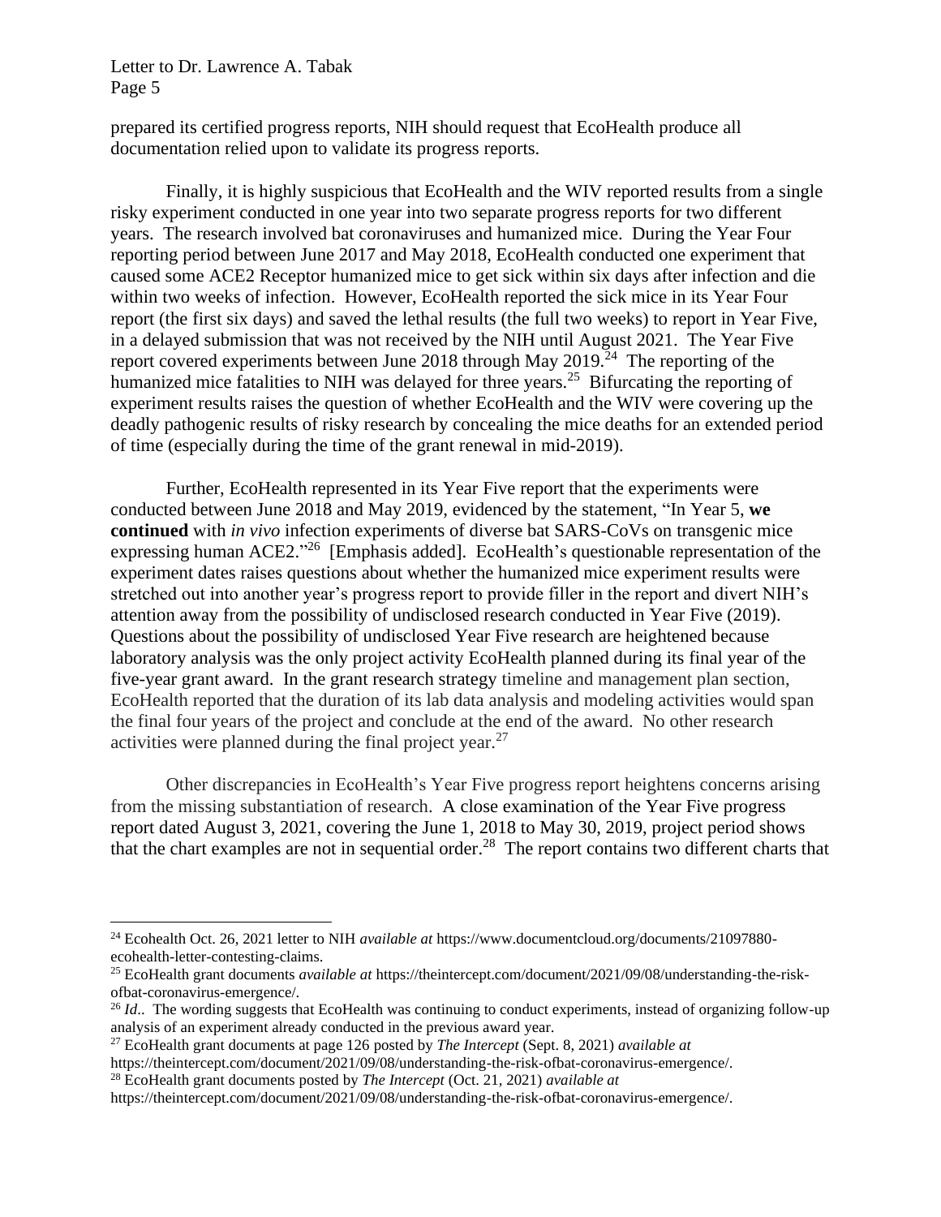prepared its certified progress reports, NIH should request that EcoHealth produce all documentation relied upon to validate its progress reports.

Finally, it is highly suspicious that EcoHealth and the WIV reported results from a single risky experiment conducted in one year into two separate progress reports for two different years. The research involved bat coronaviruses and humanized mice. During the Year Four reporting period between June 2017 and May 2018, EcoHealth conducted one experiment that caused some ACE2 Receptor humanized mice to get sick within six days after infection and die within two weeks of infection. However, EcoHealth reported the sick mice in its Year Four report (the first six days) and saved the lethal results (the full two weeks) to report in Year Five, in a delayed submission that was not received by the NIH until August 2021. The Year Five report covered experiments between June 2018 through May 2019.[24] The reporting of the humanized mice fatalities to NIH was delayed for three years.[25] Bifurcating the reporting of experiment results raises the question of whether EcoHealth and the WIV were covering up the deadly pathogenic results of risky research by concealing the mice deaths for an extended period of time (especially during the time of the grant renewal in mid-2019).

Further, EcoHealth represented in its Year Five report that the experiments were conducted between June 2018 and May 2019, evidenced by the statement, "In Year 5, **we continued** with *in vivo* infection experiments of diverse bat SARS-CoVs on transgenic mice expressing human ACE2."[26] [Emphasis added]. EcoHealth's questionable representation of the experiment dates raises questions about whether the humanized mice experiment results were stretched out into another year's progress report to provide filler in the report and divert NIH's attention away from the possibility of undisclosed research conducted in Year Five (2019). Questions about the possibility of undisclosed Year Five research are heightened because laboratory analysis was the only project activity EcoHealth planned during its final year of the five-year grant award. In the grant research strategy timeline and management plan section, EcoHealth reported that the duration of its lab data analysis and modeling activities would span the final four years of the project and conclude at the end of the award. No other research activities were planned during the final project year.[27]

Other discrepancies in EcoHealth's Year Five progress report heightens concerns arising from the missing substantiation of research. A close examination of the Year Five progress report dated August 3, 2021, covering the June 1, 2018 to May 30, 2019, project period shows that the chart examples are not in sequential order.[28] The report contains two different charts that

---

[24] Ecohealth Oct. 26, 2021 letter to NIH *available at* https://www.documentcloud.org/documents/21097880-ecohealth-letter-contesting-claims.

[25] EcoHealth grant documents *available at* https://theintercept.com/document/2021/09/08/understanding-the-risk-ofbat-coronavirus-emergence/.

[26] *Id*.. The wording suggests that EcoHealth was continuing to conduct experiments, instead of organizing follow-up analysis of an experiment already conducted in the previous award year.

[27] EcoHealth grant documents at page 126 posted by *The Intercept* (Sept. 8, 2021) *available at* https://theintercept.com/document/2021/09/08/understanding-the-risk-ofbat-coronavirus-emergence/.

[28] EcoHealth grant documents posted by *The Intercept* (Oct. 21, 2021) *available at* https://theintercept.com/document/2021/09/08/understanding-the-risk-ofbat-coronavirus-emergence/.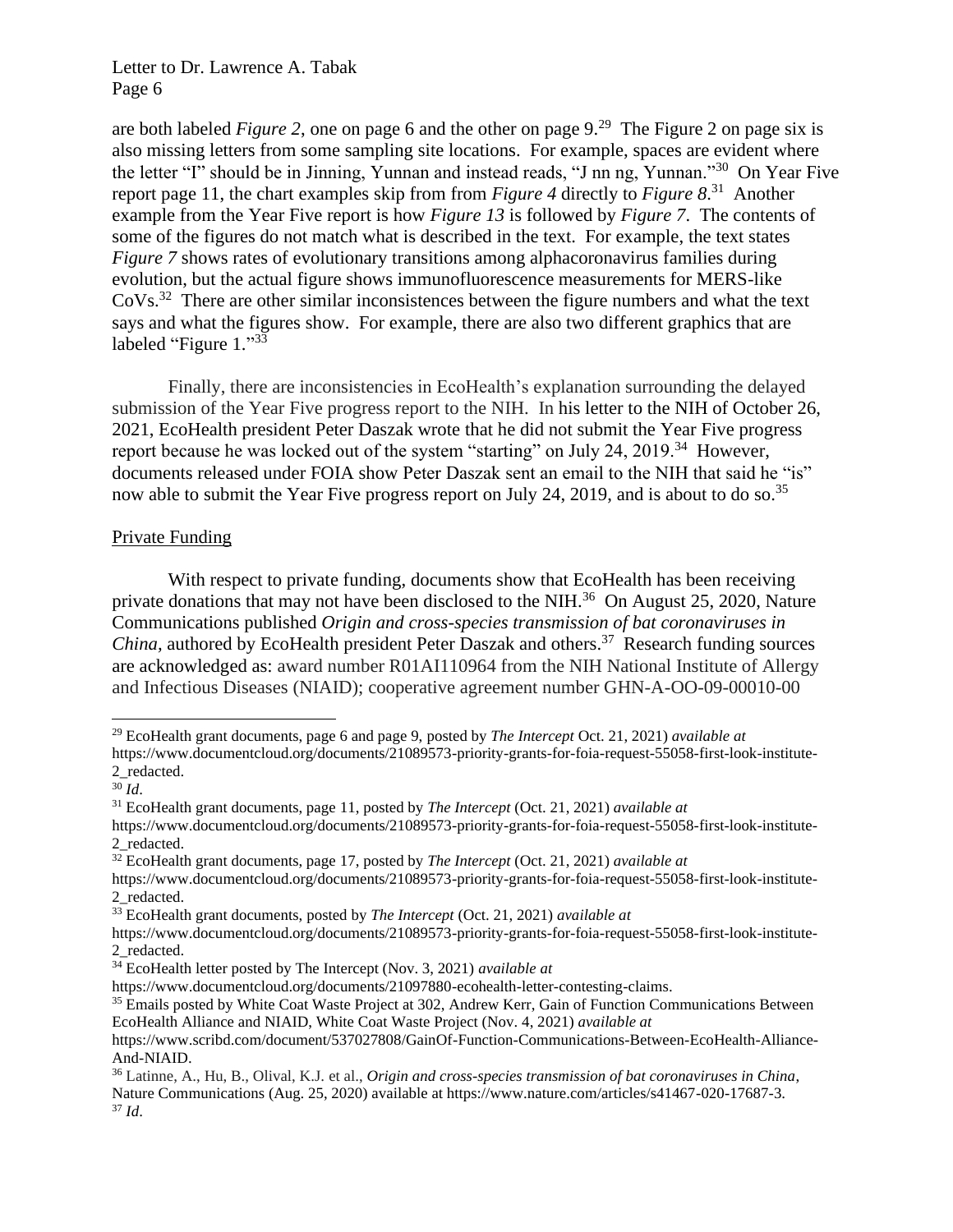are both labeled *Figure 2*, one on page 6 and the other on page 9.[29] The Figure 2 on page six is also missing letters from some sampling site locations. For example, spaces are evident where the letter "I" should be in Jinning, Yunnan and instead reads, "J nn ng, Yunnan."[30] On Year Five report page 11, the chart examples skip from from *Figure 4* directly to *Figure 8*.[31] Another example from the Year Five report is how *Figure 13* is followed by *Figure 7*. The contents of some of the figures do not match what is described in the text. For example, the text states *Figure 7* shows rates of evolutionary transitions among alphacoronavirus families during evolution, but the actual figure shows immunofluorescence measurements for MERS-like CoVs.[32] There are other similar inconsistences between the figure numbers and what the text says and what the figures show. For example, there are also two different graphics that are labeled "Figure 1."[33]

Finally, there are inconsistencies in EcoHealth's explanation surrounding the delayed submission of the Year Five progress report to the NIH. In his letter to the NIH of October 26, 2021, EcoHealth president Peter Daszak wrote that he did not submit the Year Five progress report because he was locked out of the system "starting" on July 24, 2019.[34] However, documents released under FOIA show Peter Daszak sent an email to the NIH that said he "is" now able to submit the Year Five progress report on July 24, 2019, and is about to do so.[35]

## Private Funding

With respect to private funding, documents show that EcoHealth has been receiving private donations that may not have been disclosed to the NIH.[36] On August 25, 2020, Nature Communications published *Origin and cross-species transmission of bat coronaviruses in China*, authored by EcoHealth president Peter Daszak and others.[37] Research funding sources are acknowledged as: award number R01AI110964 from the NIH National Institute of Allergy and Infectious Diseases (NIAID); cooperative agreement number GHN-A-OO-09-00010-00

---

[29] EcoHealth grant documents, page 6 and page 9, posted by *The Intercept* Oct. 21, 2021) *available at* https://www.documentcloud.org/documents/21089573-priority-grants-for-foia-request-55058-first-look-institute-2_redacted.

[30] *Id*.

[31] EcoHealth grant documents, page 11, posted by *The Intercept* (Oct. 21, 2021) *available at* https://www.documentcloud.org/documents/21089573-priority-grants-for-foia-request-55058-first-look-institute-2_redacted.

[32] EcoHealth grant documents, page 17, posted by *The Intercept* (Oct. 21, 2021) *available at* https://www.documentcloud.org/documents/21089573-priority-grants-for-foia-request-55058-first-look-institute-2_redacted.

[33] EcoHealth grant documents, posted by *The Intercept* (Oct. 21, 2021) *available at* https://www.documentcloud.org/documents/21089573-priority-grants-for-foia-request-55058-first-look-institute-2_redacted.

[34] EcoHealth letter posted by The Intercept (Nov. 3, 2021) *available at* https://www.documentcloud.org/documents/21097880-ecohealth-letter-contesting-claims.

[35] Emails posted by White Coat Waste Project at 302, Andrew Kerr, Gain of Function Communications Between EcoHealth Alliance and NIAID, White Coat Waste Project (Nov. 4, 2021) *available at* https://www.scribd.com/document/537027808/GainOf-Function-Communications-Between-EcoHealth-Alliance-And-NIAID.

[36] Latinne, A., Hu, B., Olival, K.J. et al., *Origin and cross-species transmission of bat coronaviruses in China*, Nature Communications (Aug. 25, 2020) available at https://www.nature.com/articles/s41467-020-17687-3.

[37] *Id*.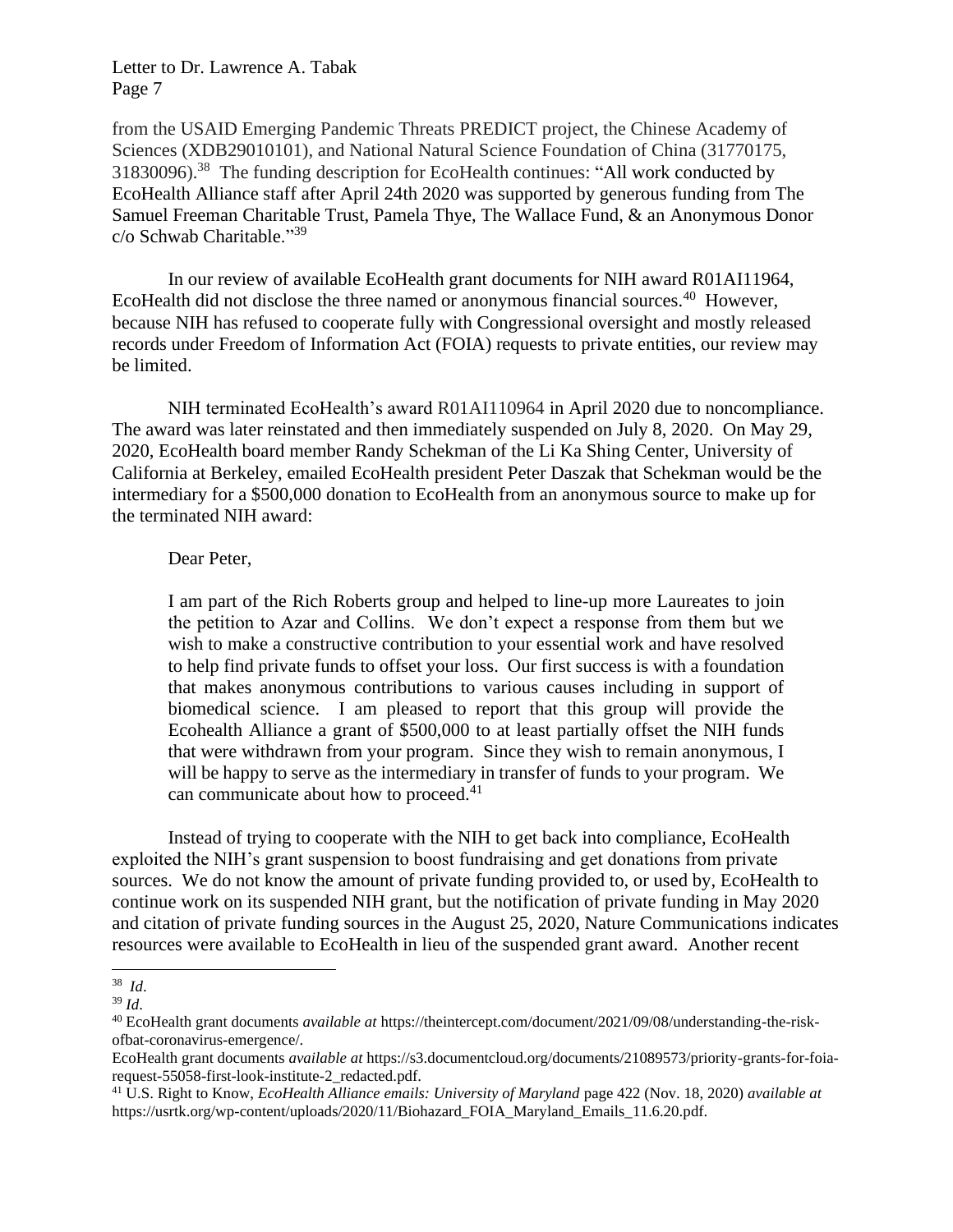from the USAID Emerging Pandemic Threats PREDICT project, the Chinese Academy of Sciences (XDB29010101), and National Natural Science Foundation of China (31770175, 31830096).[38] The funding description for EcoHealth continues: "All work conducted by EcoHealth Alliance staff after April 24th 2020 was supported by generous funding from The Samuel Freeman Charitable Trust, Pamela Thye, The Wallace Fund, & an Anonymous Donor c/o Schwab Charitable."[39]

In our review of available EcoHealth grant documents for NIH award R01AI11964, EcoHealth did not disclose the three named or anonymous financial sources.[40] However, because NIH has refused to cooperate fully with Congressional oversight and mostly released records under Freedom of Information Act (FOIA) requests to private entities, our review may be limited.

NIH terminated EcoHealth's award R01AI110964 in April 2020 due to noncompliance. The award was later reinstated and then immediately suspended on July 8, 2020. On May 29, 2020, EcoHealth board member Randy Schekman of the Li Ka Shing Center, University of California at Berkeley, emailed EcoHealth president Peter Daszak that Schekman would be the intermediary for a $500,000 donation to EcoHealth from an anonymous source to make up for the terminated NIH award:

> Dear Peter,
>
> I am part of the Rich Roberts group and helped to line-up more Laureates to join the petition to Azar and Collins. We don't expect a response from them but we wish to make a constructive contribution to your essential work and have resolved to help find private funds to offset your loss. Our first success is with a foundation that makes anonymous contributions to various causes including in support of biomedical science. I am pleased to report that this group will provide the Ecohealth Alliance a grant of $500,000 to at least partially offset the NIH funds that were withdrawn from your program. Since they wish to remain anonymous, I will be happy to serve as the intermediary in transfer of funds to your program. We can communicate about how to proceed.[41]

Instead of trying to cooperate with the NIH to get back into compliance, EcoHealth exploited the NIH's grant suspension to boost fundraising and get donations from private sources. We do not know the amount of private funding provided to, or used by, EcoHealth to continue work on its suspended NIH grant, but the notification of private funding in May 2020 and citation of private funding sources in the August 25, 2020, Nature Communications indicates resources were available to EcoHealth in lieu of the suspended grant award. Another recent

---

[38] *Id*.

[39] *Id*.

[40] EcoHealth grant documents *available at* https://theintercept.com/document/2021/09/08/understanding-the-risk-ofbat-coronavirus-emergence/.
EcoHealth grant documents *available at* https://s3.documentcloud.org/documents/21089573/priority-grants-for-foia-request-55058-first-look-institute-2_redacted.pdf.

[41] U.S. Right to Know, *EcoHealth Alliance emails: University of Maryland* page 422 (Nov. 18, 2020) *available at* https://usrtk.org/wp-content/uploads/2020/11/Biohazard_FOIA_Maryland_Emails_11.6.20.pdf.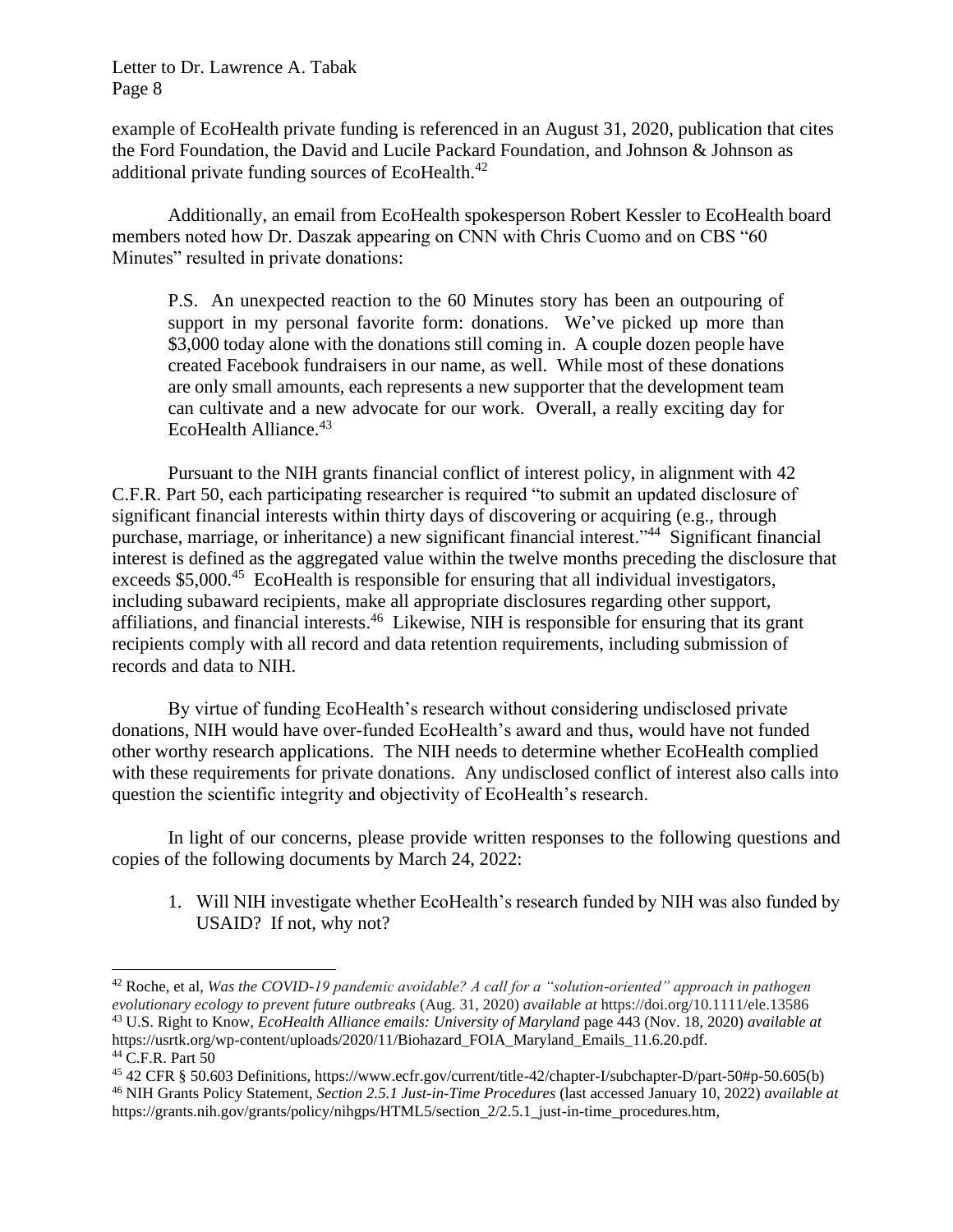example of EcoHealth private funding is referenced in an August 31, 2020, publication that cites the Ford Foundation, the David and Lucile Packard Foundation, and Johnson & Johnson as additional private funding sources of EcoHealth.[42]

Additionally, an email from EcoHealth spokesperson Robert Kessler to EcoHealth board members noted how Dr. Daszak appearing on CNN with Chris Cuomo and on CBS "60 Minutes" resulted in private donations:

> P.S. An unexpected reaction to the 60 Minutes story has been an outpouring of support in my personal favorite form: donations. We've picked up more than $3,000 today alone with the donations still coming in. A couple dozen people have created Facebook fundraisers in our name, as well. While most of these donations are only small amounts, each represents a new supporter that the development team can cultivate and a new advocate for our work. Overall, a really exciting day for EcoHealth Alliance.[43]

Pursuant to the NIH grants financial conflict of interest policy, in alignment with 42 C.F.R. Part 50, each participating researcher is required "to submit an updated disclosure of significant financial interests within thirty days of discovering or acquiring (e.g., through purchase, marriage, or inheritance) a new significant financial interest."[44] Significant financial interest is defined as the aggregated value within the twelve months preceding the disclosure that exceeds $5,000.[45] EcoHealth is responsible for ensuring that all individual investigators, including subaward recipients, make all appropriate disclosures regarding other support, affiliations, and financial interests.[46] Likewise, NIH is responsible for ensuring that its grant recipients comply with all record and data retention requirements, including submission of records and data to NIH.

By virtue of funding EcoHealth's research without considering undisclosed private donations, NIH would have over-funded EcoHealth's award and thus, would have not funded other worthy research applications. The NIH needs to determine whether EcoHealth complied with these requirements for private donations. Any undisclosed conflict of interest also calls into question the scientific integrity and objectivity of EcoHealth's research.

In light of our concerns, please provide written responses to the following questions and copies of the following documents by March 24, 2022:

1. Will NIH investigate whether EcoHealth's research funded by NIH was also funded by USAID? If not, why not?

---

[42] Roche, et al, *Was the COVID-19 pandemic avoidable? A call for a "solution-oriented" approach in pathogen evolutionary ecology to prevent future outbreaks* (Aug. 31, 2020) *available at* https://doi.org/10.1111/ele.13586

[43] U.S. Right to Know, *EcoHealth Alliance emails: University of Maryland* page 443 (Nov. 18, 2020) *available at* https://usrtk.org/wp-content/uploads/2020/11/Biohazard_FOIA_Maryland_Emails_11.6.20.pdf.

[44] C.F.R. Part 50

[45] 42 CFR § 50.603 Definitions, https://www.ecfr.gov/current/title-42/chapter-I/subchapter-D/part-50#p-50.605(b)

[46] NIH Grants Policy Statement, *Section 2.5.1 Just-in-Time Procedures* (last accessed January 10, 2022) *available at* https://grants.nih.gov/grants/policy/nihgps/HTML5/section_2/2.5.1_just-in-time_procedures.htm,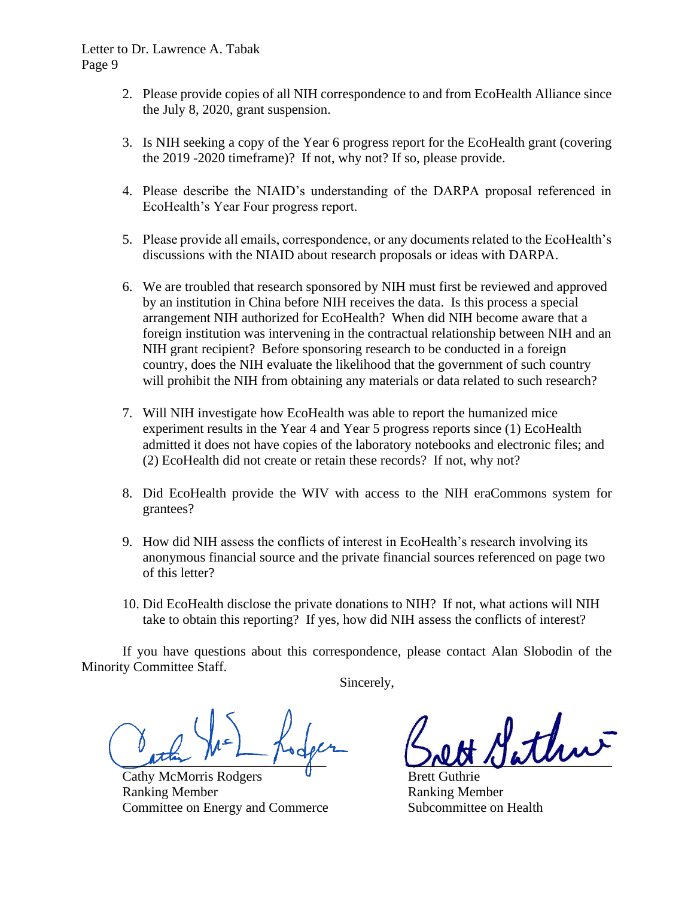2. Please provide copies of all NIH correspondence to and from EcoHealth Alliance since the July 8, 2020, grant suspension.

3. Is NIH seeking a copy of the Year 6 progress report for the EcoHealth grant (covering the 2019 -2020 timeframe)? If not, why not? If so, please provide.

4. Please describe the NIAID's understanding of the DARPA proposal referenced in EcoHealth's Year Four progress report.

5. Please provide all emails, correspondence, or any documents related to the EcoHealth's discussions with the NIAID about research proposals or ideas with DARPA.

6. We are troubled that research sponsored by NIH must first be reviewed and approved by an institution in China before NIH receives the data. Is this process a special arrangement NIH authorized for EcoHealth? When did NIH become aware that a foreign institution was intervening in the contractual relationship between NIH and an NIH grant recipient? Before sponsoring research to be conducted in a foreign country, does the NIH evaluate the likelihood that the government of such country will prohibit the NIH from obtaining any materials or data related to such research?

7. Will NIH investigate how EcoHealth was able to report the humanized mice experiment results in the Year 4 and Year 5 progress reports since (1) EcoHealth admitted it does not have copies of the laboratory notebooks and electronic files; and (2) EcoHealth did not create or retain these records? If not, why not?

8. Did EcoHealth provide the WIV with access to the NIH eraCommons system for grantees?

9. How did NIH assess the conflicts of interest in EcoHealth's research involving its anonymous financial source and the private financial sources referenced on page two of this letter?

10. Did EcoHealth disclose the private donations to NIH? If not, what actions will NIH take to obtain this reporting? If yes, how did NIH assess the conflicts of interest?

If you have questions about this correspondence, please contact Alan Slobodin of the Minority Committee Staff.

Sincerely,

Cathy McMorris Rodgers
Ranking Member
Committee on Energy and Commerce

Brett Guthrie
Ranking Member
Subcommittee on Health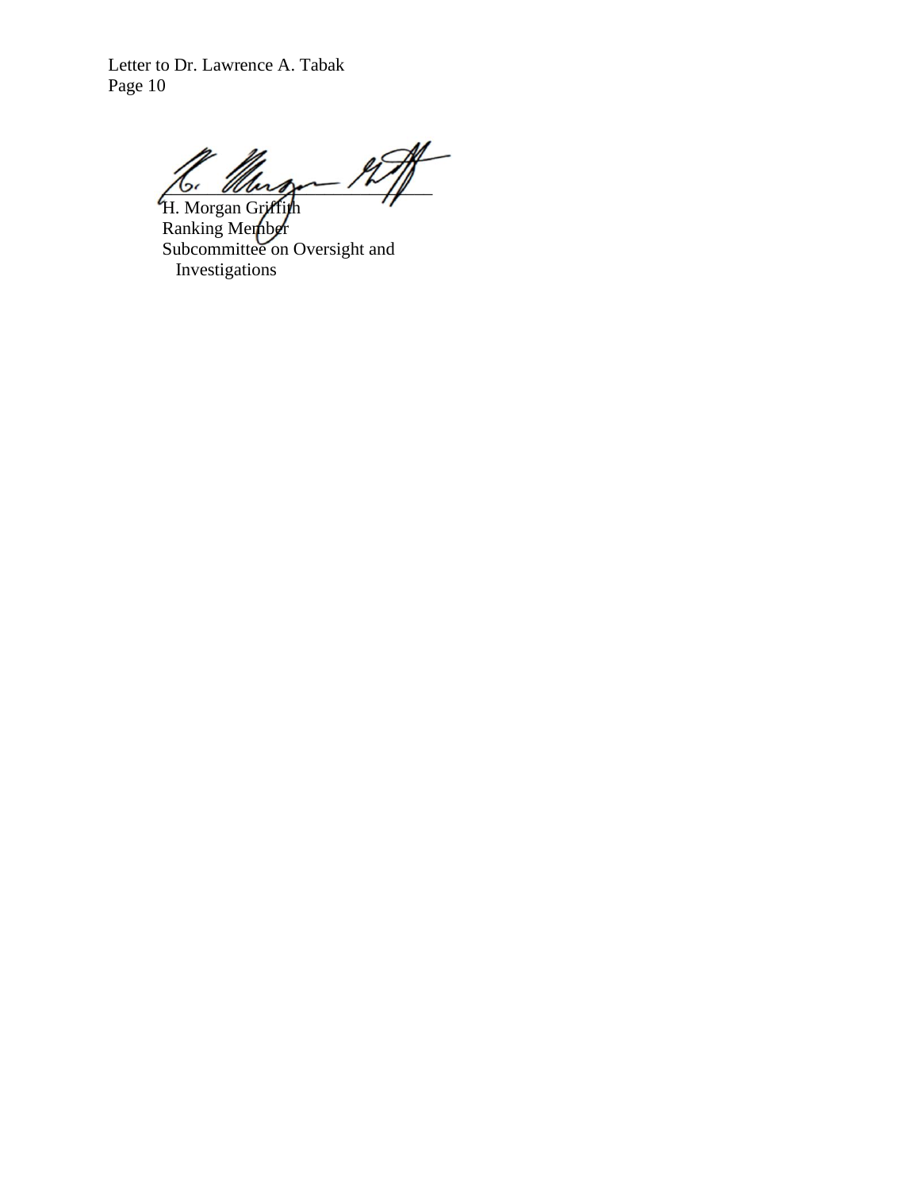H. Morgan Griffith
Ranking Member
Subcommittee on Oversight and
Investigations